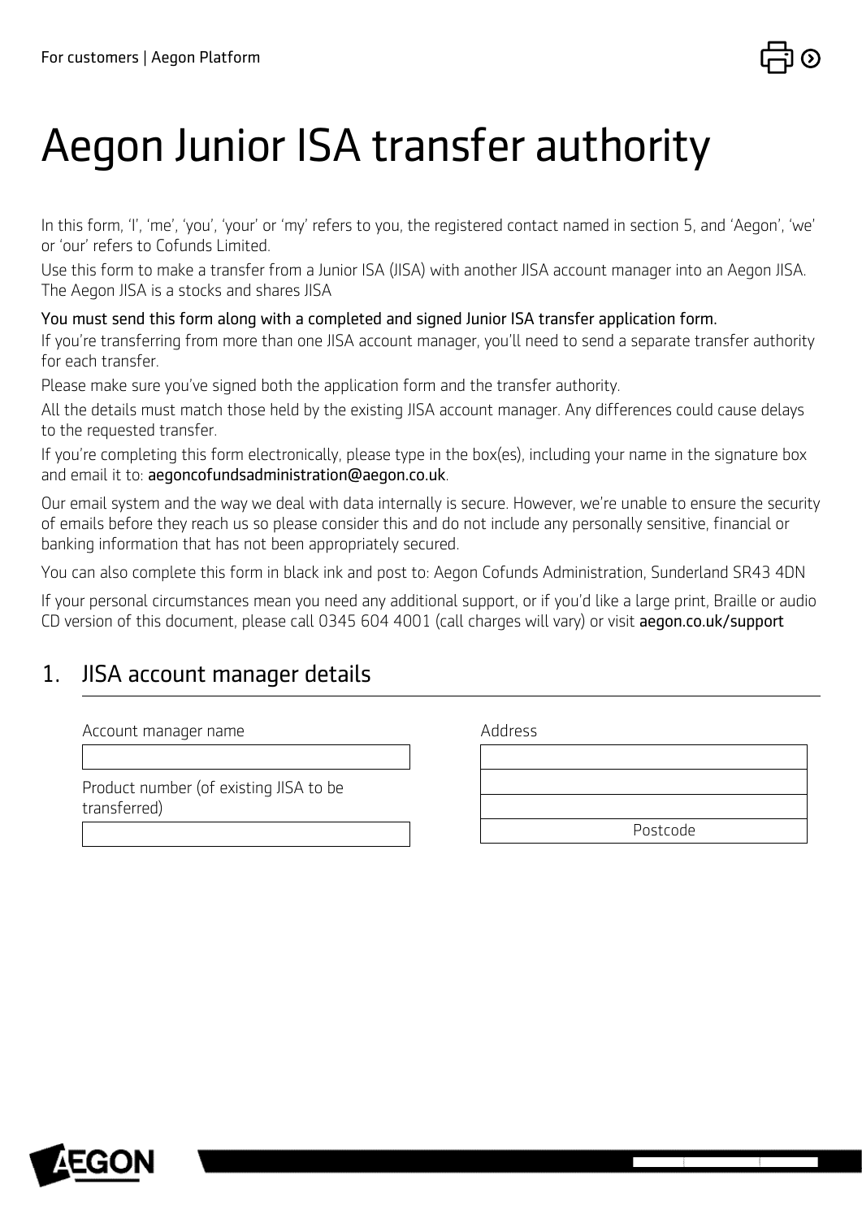For customers | Aegon Platform

# Aegon Junior ISA transfer authority

In this form, 'I', 'me', 'you', 'your' or 'my' refers to you, the registered contact named in section 5, and 'Aegon', 'we' or 'our' refers to Cofunds Limited.

Use this form to make a transfer from a Junior ISA (JISA) with another JISA account manager into an Aegon JISA. The Aegon JISA is a stocks and shares JISA

You must send this form along with a completed and signed Junior ISA transfer application form.

If you're transferring from more than one JISA account manager, you'll need to send a separate transfer authority for each transfer.

Please make sure you've signed both the application form and the transfer authority.

All the details must match those held by the existing JISA account manager. Any differences could cause delays to the requested transfer.

If you're completing this form electronically, please type in the box(es), including your name in the signature box and email it to: aegoncofundsadministration@aegon.co.uk.

Our email system and the way we deal with data internally is secure. However, we're unable to ensure the security of emails before they reach us so please consider this and do not include any personally sensitive, financial or banking information that has not been appropriately secured.

You can also complete this form in black ink and post to: Aegon Cofunds Administration, Sunderland SR43 4DN

If your personal circumstances mean you need any additional support, or if you'd like a large print, Braille or audio CD version of this document, please call 0345 604 4001 (call charges will vary) or visit aegon.co.uk/support

## 1. JISA account manager details

Account manager name

Product number (of existing JISA to be transferred)

Address

Postcode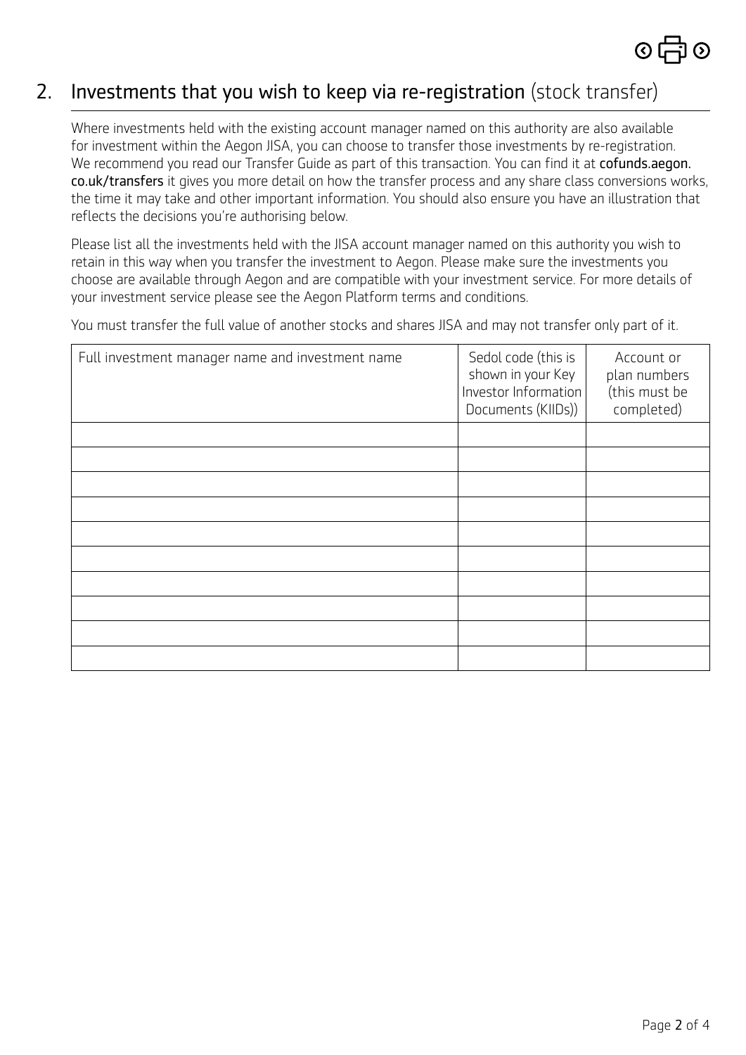## 2. Investments that you wish to keep via re-registration (stock transfer)

Where investments held with the existing account manager named on this authority are also available for investment within the Aegon JISA, you can choose to transfer those investments by re-registration. We recommend you read our Transfer Guide as part of this transaction. You can find it at **cofunds.aegon.co.uk/transfers** it gives you more detail on how the transfer process and any share class conversions works, the time it may take and other important information. You should also ensure you have an illustration that reflects the decisions you're authorising below.

Please list all the investments held with the JISA account manager named on this authority you wish to retain in this way when you transfer the investment to Aegon. Please make sure the investments you choose are available through Aegon and are compatible with your investment service. For more details of your investment service please see the Aegon Platform terms and conditions.

You must transfer the full value of another stocks and shares JISA and may not transfer only part of it.

| Full investment manager name and investment name | Sedol code (this is shown in your Key Investor Information Documents (KIIDs)) | Account or plan numbers (this must be completed) |
|---|---|---|
| | | |
| | | |
| | | |
| | | |
| | | |
| | | |
| | | |
| | | |
| | | |
| | | |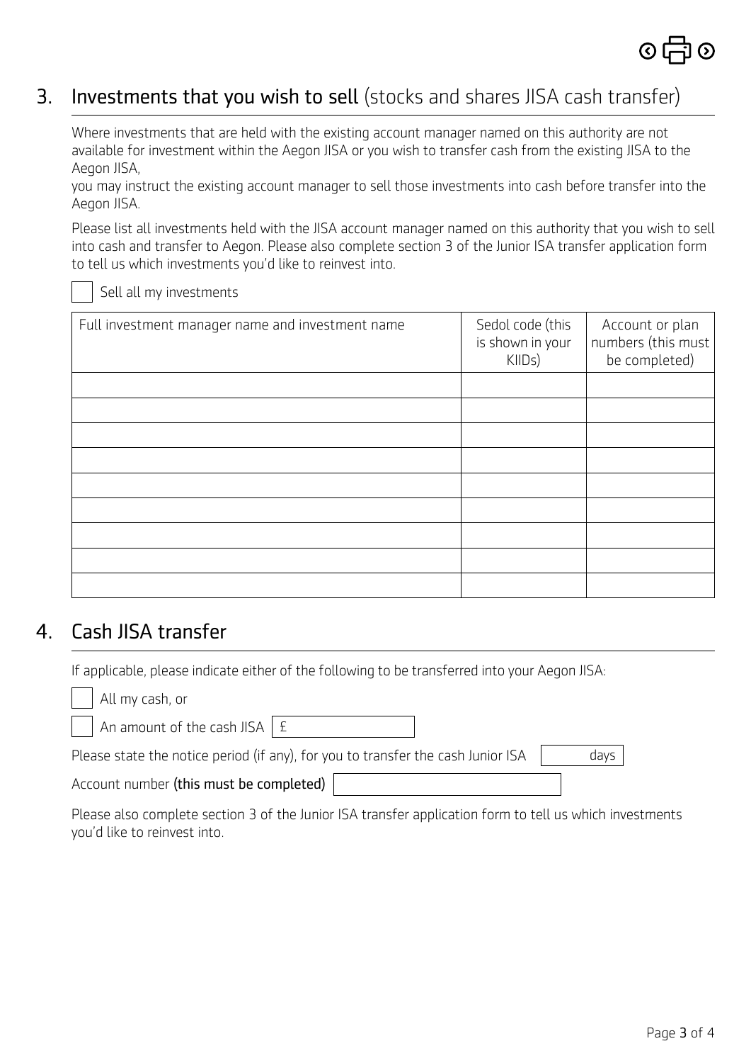## 3. Investments that you wish to sell (stocks and shares JISA cash transfer)

Where investments that are held with the existing account manager named on this authority are not available for investment within the Aegon JISA or you wish to transfer cash from the existing JISA to the Aegon JISA,

you may instruct the existing account manager to sell those investments into cash before transfer into the Aegon JISA.

Please list all investments held with the JISA account manager named on this authority that you wish to sell into cash and transfer to Aegon. Please also complete section 3 of the Junior ISA transfer application form to tell us which investments you'd like to reinvest into.

☐ Sell all my investments

| Full investment manager name and investment name | Sedol code (this is shown in your KIIDs) | Account or plan numbers (this must be completed) |
|---|---|---|
| | | |
| | | |
| | | |
| | | |
| | | |
| | | |
| | | |
| | | |
| | | |

## 4. Cash JISA transfer

If applicable, please indicate either of the following to be transferred into your Aegon JISA:

☐ All my cash, or

☐ An amount of the cash JISA £

Please state the notice period (if any), for you to transfer the cash Junior ISA ______ days

Account number **(this must be completed)** ______

Please also complete section 3 of the Junior ISA transfer application form to tell us which investments you'd like to reinvest into.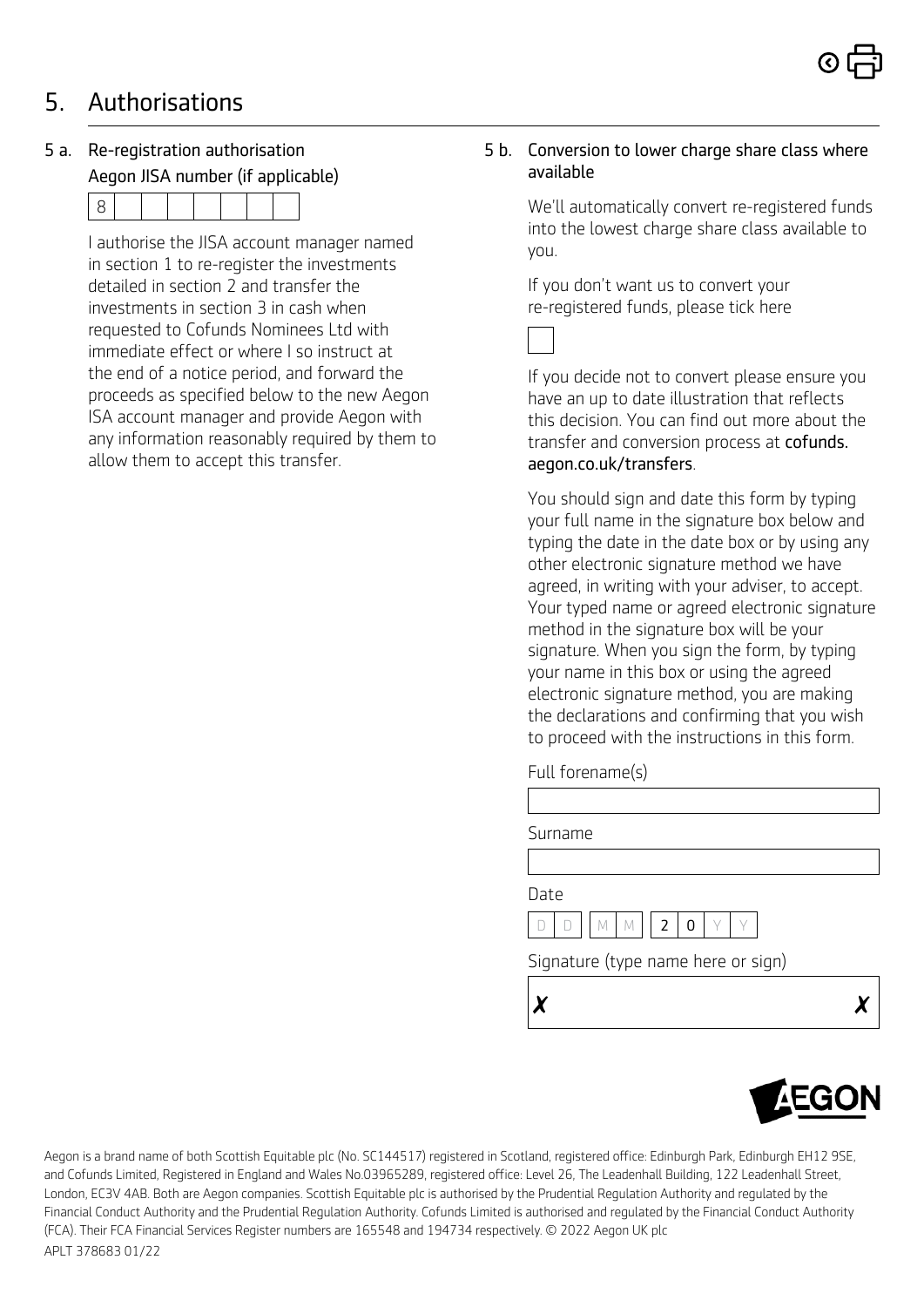## 5. Authorisations

### 5 a. Re-registration authorisation

Aegon JISA number (if applicable)

8

I authorise the JISA account manager named in section 1 to re-register the investments detailed in section 2 and transfer the investments in section 3 in cash when requested to Cofunds Nominees Ltd with immediate effect or where I so instruct at the end of a notice period, and forward the proceeds as specified below to the new Aegon ISA account manager and provide Aegon with any information reasonably required by them to allow them to accept this transfer.

### 5 b. Conversion to lower charge share class where available

We'll automatically convert re-registered funds into the lowest charge share class available to you.

If you don't want us to convert your re-registered funds, please tick here

☐

If you decide not to convert please ensure you have an up to date illustration that reflects this decision. You can find out more about the transfer and conversion process at **cofunds.aegon.co.uk/transfers**.

You should sign and date this form by typing your full name in the signature box below and typing the date in the date box or by using any other electronic signature method we have agreed, in writing with your adviser, to accept. Your typed name or agreed electronic signature method in the signature box will be your signature. When you sign the form, by typing your name in this box or using the agreed electronic signature method, you are making the declarations and confirming that you wish to proceed with the instructions in this form.

Full forename(s)

Surname

Date

D D M M 2 0 Y Y

Signature (type name here or sign)

✗ ✗

Aegon is a brand name of both Scottish Equitable plc (No. SC144517) registered in Scotland, registered office: Edinburgh Park, Edinburgh EH12 9SE, and Cofunds Limited, Registered in England and Wales No.03965289, registered office: Level 26, The Leadenhall Building, 122 Leadenhall Street, London, EC3V 4AB. Both are Aegon companies. Scottish Equitable plc is authorised by the Prudential Regulation Authority and regulated by the Financial Conduct Authority and the Prudential Regulation Authority. Cofunds Limited is authorised and regulated by the Financial Conduct Authority (FCA). Their FCA Financial Services Register numbers are 165548 and 194734 respectively. © 2022 Aegon UK plc

APLT 378683 01/22